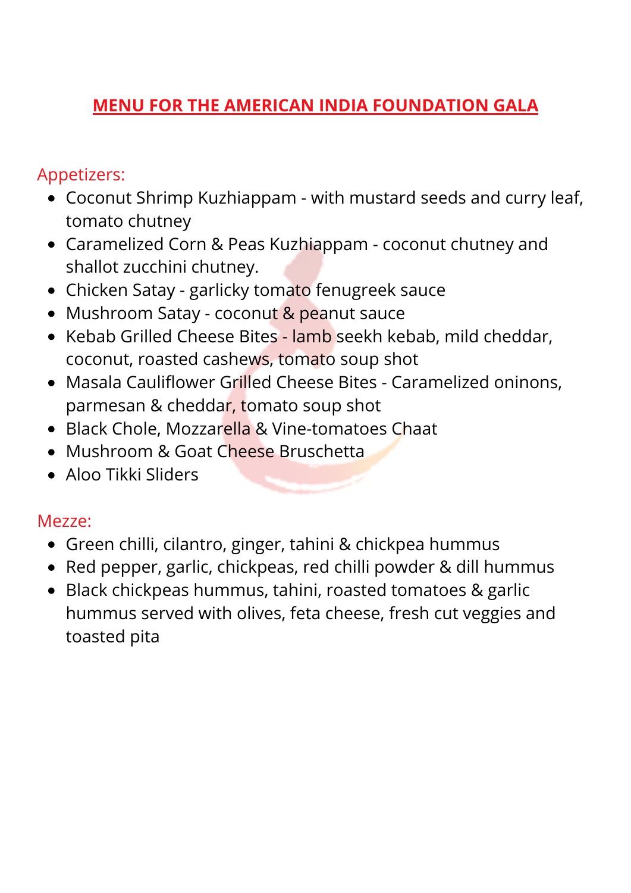# MENU FOR THE AMERICAN INDIA FOUNDATION GALA

Appetizers:

- Coconut Shrimp Kuzhiappam - with mustard seeds and curry leaf, tomato chutney
- Caramelized Corn & Peas Kuzhiappam - coconut chutney and shallot zucchini chutney.
- Chicken Satay - garlicky tomato fenugreek sauce
- Mushroom Satay - coconut & peanut sauce
- Kebab Grilled Cheese Bites - lamb seekh kebab, mild cheddar, coconut, roasted cashews, tomato soup shot
- Masala Cauliflower Grilled Cheese Bites - Caramelized oninons, parmesan & cheddar, tomato soup shot
- Black Chole, Mozzarella & Vine-tomatoes Chaat
- Mushroom & Goat Cheese Bruschetta
- Aloo Tikki Sliders

Mezze:

- Green chilli, cilantro, ginger, tahini & chickpea hummus
- Red pepper, garlic, chickpeas, red chilli powder & dill hummus
- Black chickpeas hummus, tahini, roasted tomatoes & garlic hummus served with olives, feta cheese, fresh cut veggies and toasted pita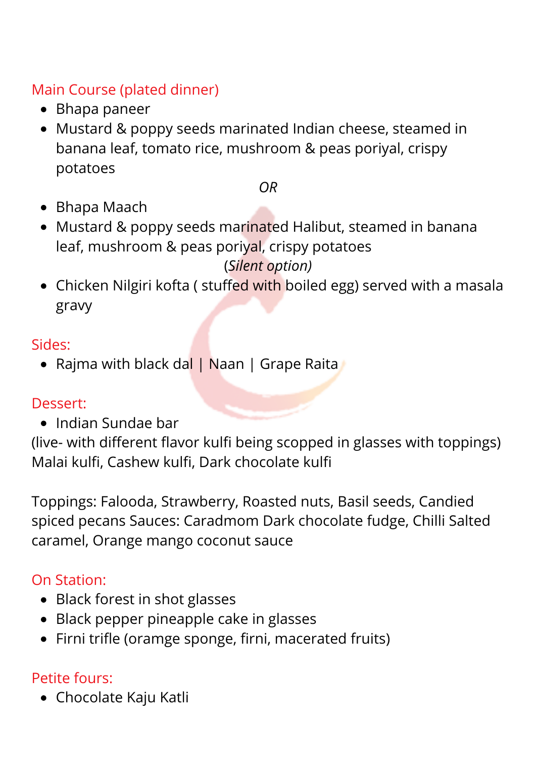## Main Course (plated dinner)

- Bhapa paneer
- Mustard & poppy seeds marinated Indian cheese, steamed in banana leaf, tomato rice, mushroom & peas poriyal, crispy potatoes

*OR*

- Bhapa Maach
- Mustard & poppy seeds marinated Halibut, steamed in banana leaf, mushroom & peas poriyal, crispy potatoes

(*Silent option)*

- Chicken Nilgiri kofta ( stuffed with boiled egg) served with a masala gravy

## Sides:

- Rajma with black dal | Naan | Grape Raita

## Dessert:

- Indian Sundae bar

(live- with different flavor kulfi being scopped in glasses with toppings) Malai kulfi, Cashew kulfi, Dark chocolate kulfi

Toppings: Falooda, Strawberry, Roasted nuts, Basil seeds, Candied spiced pecans Sauces: Caradmom Dark chocolate fudge, Chilli Salted caramel, Orange mango coconut sauce

## On Station:

- Black forest in shot glasses
- Black pepper pineapple cake in glasses
- Firni trifle (oramge sponge, firni, macerated fruits)

## Petite fours:

- Chocolate Kaju Katli